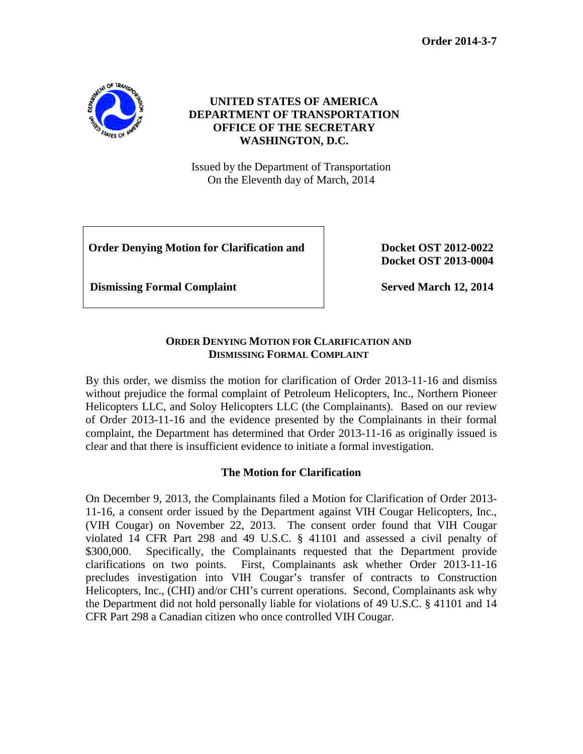**Order 2014-3-7**

**UNITED STATES OF AMERICA**
**DEPARTMENT OF TRANSPORTATION**
**OFFICE OF THE SECRETARY**
**WASHINGTON, D.C.**

Issued by the Department of Transportation
On the Eleventh day of March, 2014

| **Order Denying Motion for Clarification and Dismissing Formal Complaint** | **Docket OST 2012-0022** **Docket OST 2013-0004** **Served March 12, 2014** |
|---|---|

## ORDER DENYING MOTION FOR CLARIFICATION AND DISMISSING FORMAL COMPLAINT

By this order, we dismiss the motion for clarification of Order 2013-11-16 and dismiss without prejudice the formal complaint of Petroleum Helicopters, Inc., Northern Pioneer Helicopters LLC, and Soloy Helicopters LLC (the Complainants). Based on our review of Order 2013-11-16 and the evidence presented by the Complainants in their formal complaint, the Department has determined that Order 2013-11-16 as originally issued is clear and that there is insufficient evidence to initiate a formal investigation.

### The Motion for Clarification

On December 9, 2013, the Complainants filed a Motion for Clarification of Order 2013-11-16, a consent order issued by the Department against VIH Cougar Helicopters, Inc., (VIH Cougar) on November 22, 2013. The consent order found that VIH Cougar violated 14 CFR Part 298 and 49 U.S.C. § 41101 and assessed a civil penalty of $300,000. Specifically, the Complainants requested that the Department provide clarifications on two points. First, Complainants ask whether Order 2013-11-16 precludes investigation into VIH Cougar's transfer of contracts to Construction Helicopters, Inc., (CHI) and/or CHI's current operations. Second, Complainants ask why the Department did not hold personally liable for violations of 49 U.S.C. § 41101 and 14 CFR Part 298 a Canadian citizen who once controlled VIH Cougar.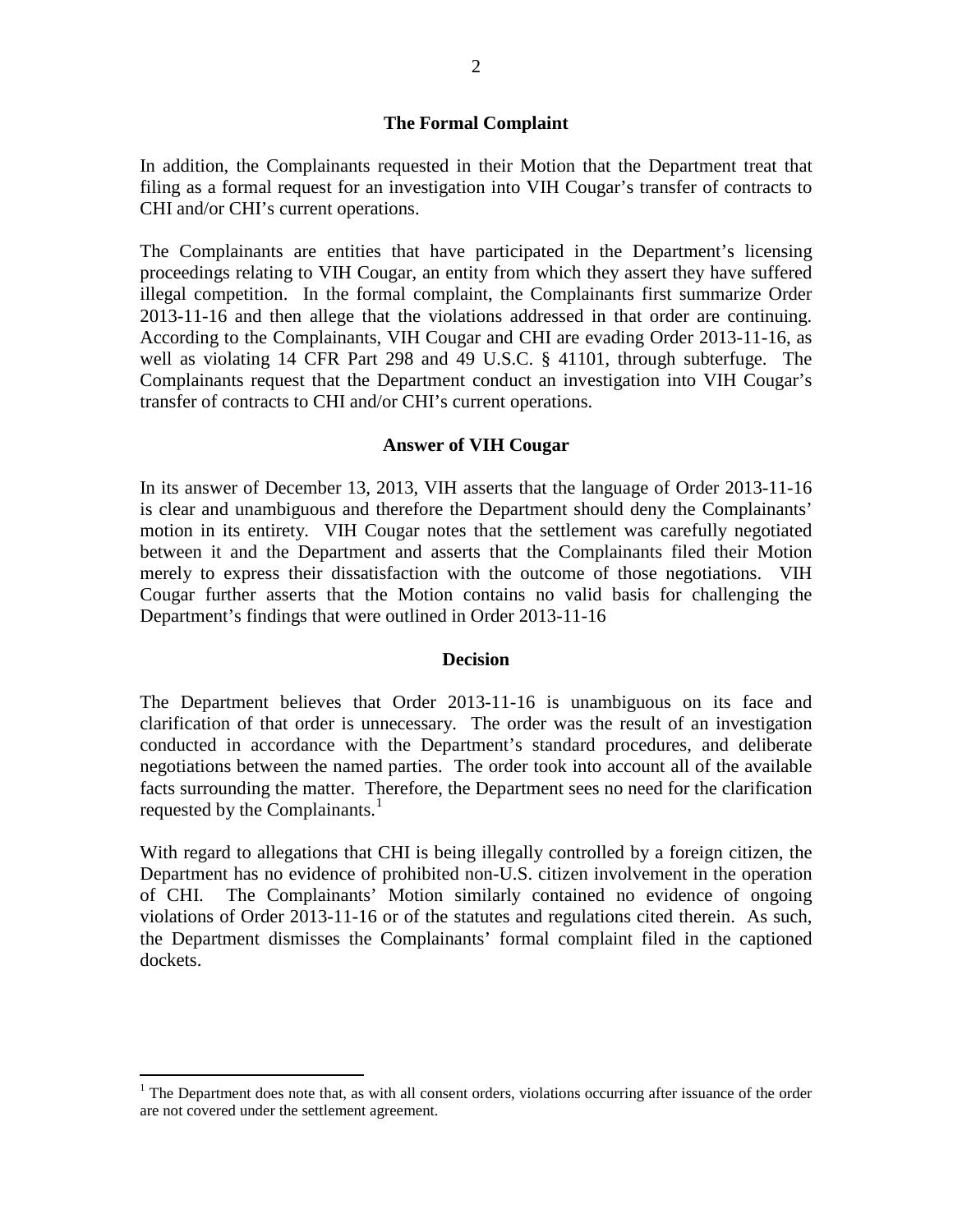### The Formal Complaint

In addition, the Complainants requested in their Motion that the Department treat that filing as a formal request for an investigation into VIH Cougar's transfer of contracts to CHI and/or CHI's current operations.

The Complainants are entities that have participated in the Department's licensing proceedings relating to VIH Cougar, an entity from which they assert they have suffered illegal competition. In the formal complaint, the Complainants first summarize Order 2013-11-16 and then allege that the violations addressed in that order are continuing. According to the Complainants, VIH Cougar and CHI are evading Order 2013-11-16, as well as violating 14 CFR Part 298 and 49 U.S.C. § 41101, through subterfuge. The Complainants request that the Department conduct an investigation into VIH Cougar's transfer of contracts to CHI and/or CHI's current operations.

### Answer of VIH Cougar

In its answer of December 13, 2013, VIH asserts that the language of Order 2013-11-16 is clear and unambiguous and therefore the Department should deny the Complainants' motion in its entirety. VIH Cougar notes that the settlement was carefully negotiated between it and the Department and asserts that the Complainants filed their Motion merely to express their dissatisfaction with the outcome of those negotiations. VIH Cougar further asserts that the Motion contains no valid basis for challenging the Department's findings that were outlined in Order 2013-11-16

### Decision

The Department believes that Order 2013-11-16 is unambiguous on its face and clarification of that order is unnecessary. The order was the result of an investigation conducted in accordance with the Department's standard procedures, and deliberate negotiations between the named parties. The order took into account all of the available facts surrounding the matter. Therefore, the Department sees no need for the clarification requested by the Complainants.[1]

With regard to allegations that CHI is being illegally controlled by a foreign citizen, the Department has no evidence of prohibited non-U.S. citizen involvement in the operation of CHI. The Complainants' Motion similarly contained no evidence of ongoing violations of Order 2013-11-16 or of the statutes and regulations cited therein. As such, the Department dismisses the Complainants' formal complaint filed in the captioned dockets.

---

[1] The Department does note that, as with all consent orders, violations occurring after issuance of the order are not covered under the settlement agreement.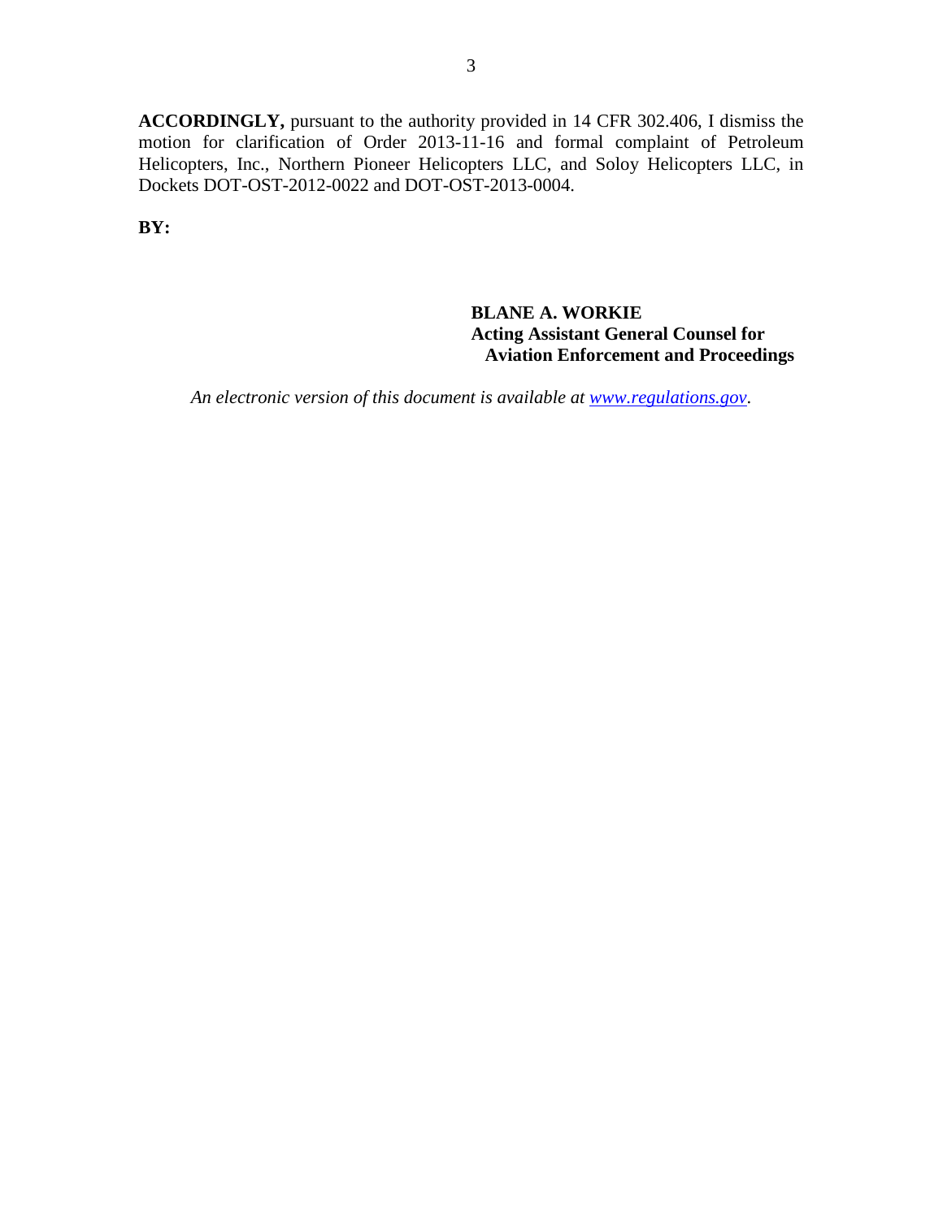**ACCORDINGLY,** pursuant to the authority provided in 14 CFR 302.406, I dismiss the motion for clarification of Order 2013-11-16 and formal complaint of Petroleum Helicopters, Inc., Northern Pioneer Helicopters LLC, and Soloy Helicopters LLC, in Dockets DOT-OST-2012-0022 and DOT-OST-2013-0004.

**BY:**

**BLANE A. WORKIE**
**Acting Assistant General Counsel for**
**Aviation Enforcement and Proceedings**

*An electronic version of this document is available at [www.regulations.gov](www.regulations.gov).*